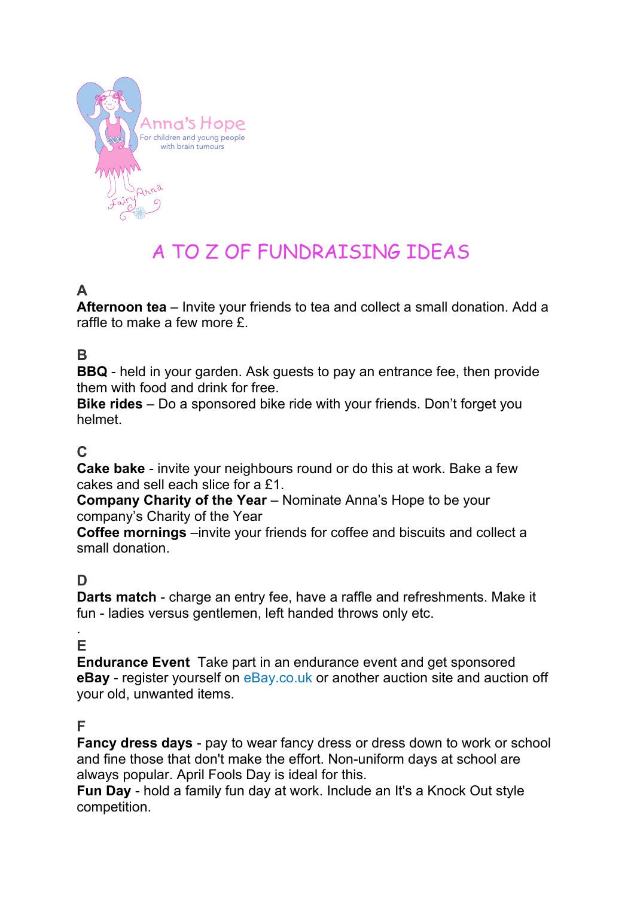Anna's Hope
For children and young people with brain tumours

Fairy Anna

# A TO Z OF FUNDRAISING IDEAS

## A

**Afternoon tea** – Invite your friends to tea and collect a small donation. Add a raffle to make a few more £.

## B

**BBQ** - held in your garden. Ask guests to pay an entrance fee, then provide them with food and drink for free.
**Bike rides** – Do a sponsored bike ride with your friends. Don't forget you helmet.

## C

**Cake bake** - invite your neighbours round or do this at work. Bake a few cakes and sell each slice for a £1.
**Company Charity of the Year** – Nominate Anna's Hope to be your company's Charity of the Year
**Coffee mornings** –invite your friends for coffee and biscuits and collect a small donation.

## D

**Darts match** - charge an entry fee, have a raffle and refreshments. Make it fun - ladies versus gentlemen, left handed throws only etc.

.

## E

**Endurance Event** Take part in an endurance event and get sponsored
**eBay** - register yourself on eBay.co.uk or another auction site and auction off your old, unwanted items.

## F

**Fancy dress days** - pay to wear fancy dress or dress down to work or school and fine those that don't make the effort. Non-uniform days at school are always popular. April Fools Day is ideal for this.
**Fun Day** - hold a family fun day at work. Include an It's a Knock Out style competition.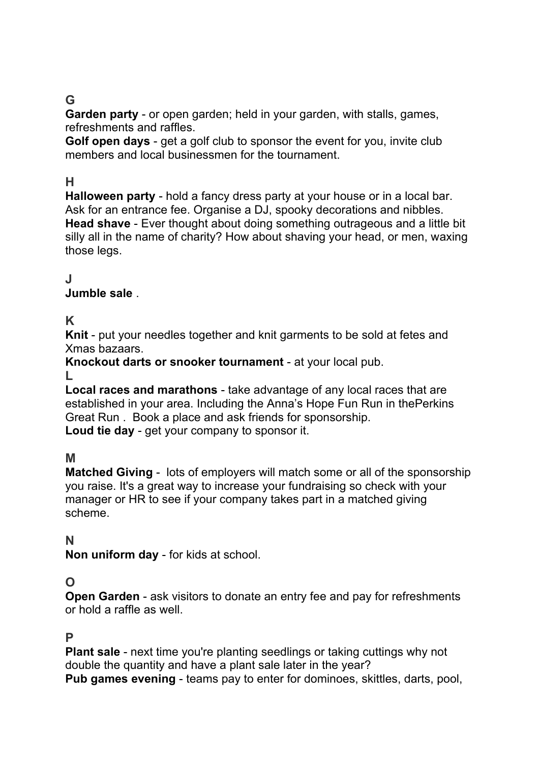**G**

**Garden party** - or open garden; held in your garden, with stalls, games, refreshments and raffles.

**Golf open days** - get a golf club to sponsor the event for you, invite club members and local businessmen for the tournament.

**H**

**Halloween party** - hold a fancy dress party at your house or in a local bar. Ask for an entrance fee. Organise a DJ, spooky decorations and nibbles.

**Head shave** - Ever thought about doing something outrageous and a little bit silly all in the name of charity? How about shaving your head, or men, waxing those legs.

**J**

**Jumble sale** .

**K**

**Knit** - put your needles together and knit garments to be sold at fetes and Xmas bazaars.

**Knockout darts or snooker tournament** - at your local pub.

**L**

**Local races and marathons** - take advantage of any local races that are established in your area. Including the Anna's Hope Fun Run in thePerkins Great Run . Book a place and ask friends for sponsorship.

**Loud tie day** - get your company to sponsor it.

**M**

**Matched Giving** - lots of employers will match some or all of the sponsorship you raise. It's a great way to increase your fundraising so check with your manager or HR to see if your company takes part in a matched giving scheme.

**N**

**Non uniform day** - for kids at school.

**O**

**Open Garden** - ask visitors to donate an entry fee and pay for refreshments or hold a raffle as well.

**P**

**Plant sale** - next time you're planting seedlings or taking cuttings why not double the quantity and have a plant sale later in the year?

**Pub games evening** - teams pay to enter for dominoes, skittles, darts, pool,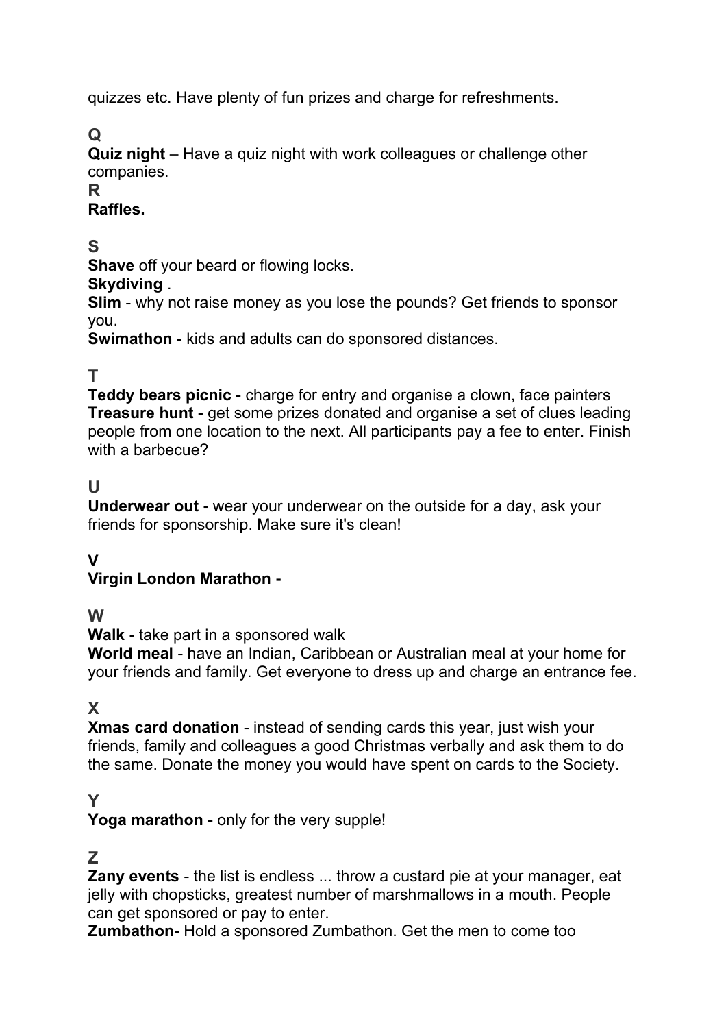quizzes etc. Have plenty of fun prizes and charge for refreshments.

**Q**

**Quiz night** – Have a quiz night with work colleagues or challenge other companies.

**R**

**Raffles.**

**S**

**Shave** off your beard or flowing locks.

**Skydiving** .

**Slim** - why not raise money as you lose the pounds? Get friends to sponsor you.

**Swimathon** - kids and adults can do sponsored distances.

**T**

**Teddy bears picnic** - charge for entry and organise a clown, face painters

**Treasure hunt** - get some prizes donated and organise a set of clues leading people from one location to the next. All participants pay a fee to enter. Finish with a barbecue?

**U**

**Underwear out** - wear your underwear on the outside for a day, ask your friends for sponsorship. Make sure it's clean!

**V**

**Virgin London Marathon -**

**W**

**Walk** - take part in a sponsored walk

**World meal** - have an Indian, Caribbean or Australian meal at your home for your friends and family. Get everyone to dress up and charge an entrance fee.

**X**

**Xmas card donation** - instead of sending cards this year, just wish your friends, family and colleagues a good Christmas verbally and ask them to do the same. Donate the money you would have spent on cards to the Society.

**Y**

**Yoga marathon** - only for the very supple!

**Z**

**Zany events** - the list is endless ... throw a custard pie at your manager, eat jelly with chopsticks, greatest number of marshmallows in a mouth. People can get sponsored or pay to enter.

**Zumbathon-** Hold a sponsored Zumbathon. Get the men to come too